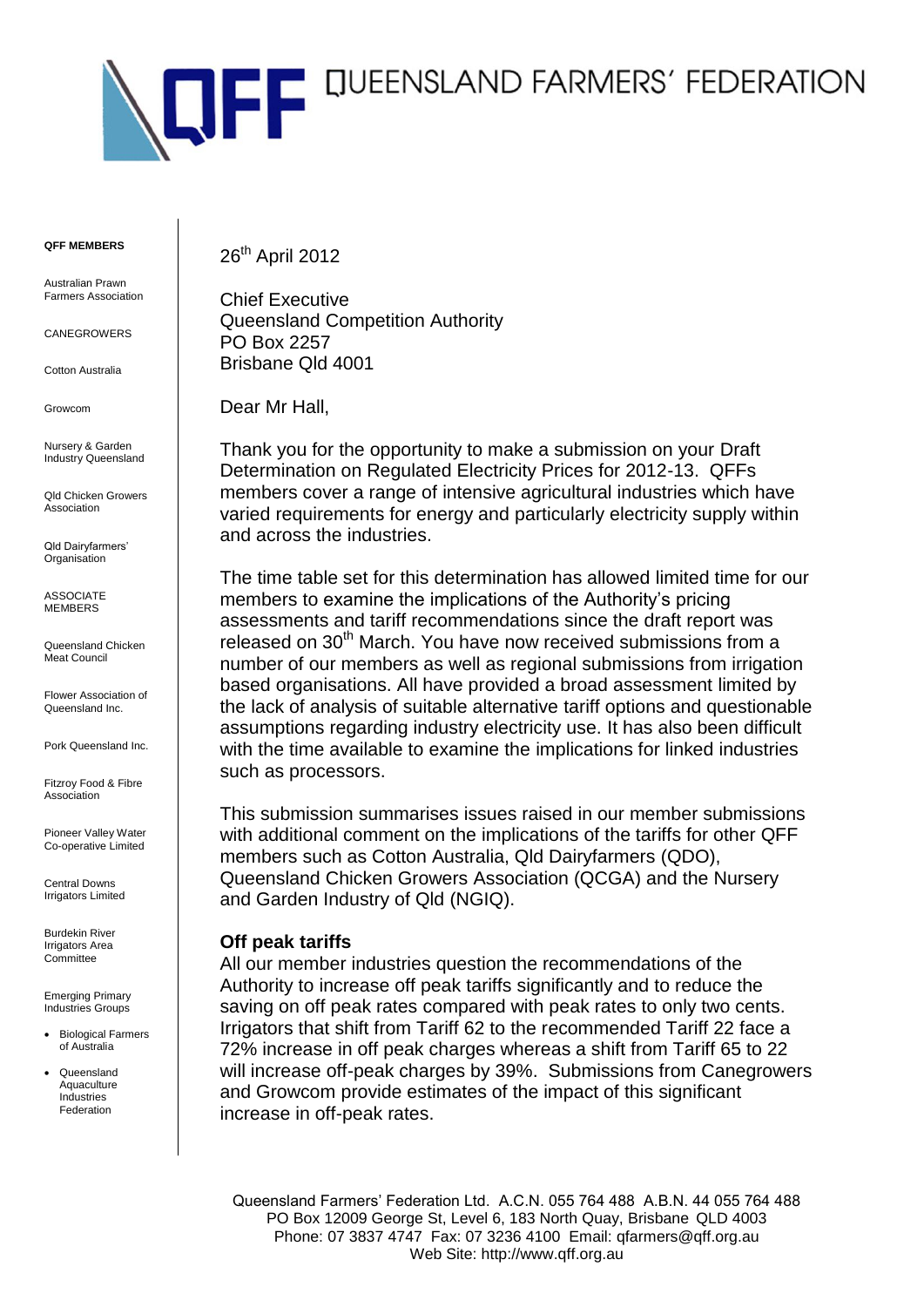# QUEENSLAND FARMERS' FEDERATION

**QFF MEMBERS**

Australian Prawn Farmers Association

CANEGROWERS

Cotton Australia

Growcom

Nursery & Garden Industry Queensland

Qld Chicken Growers Association

Qld Dairyfarmers' Organisation

ASSOCIATE MEMBERS

Queensland Chicken Meat Council

Flower Association of Queensland Inc.

Pork Queensland Inc.

Fitzroy Food & Fibre Association

Pioneer Valley Water Co-operative Limited

Central Downs Irrigators Limited

Burdekin River Irrigators Area Committee

Emerging Primary Industries Groups

- Biological Farmers of Australia
- Queensland Aquaculture Industries Federation

26th April 2012

Chief Executive
Queensland Competition Authority
PO Box 2257
Brisbane Qld 4001

Dear Mr Hall,

Thank you for the opportunity to make a submission on your Draft Determination on Regulated Electricity Prices for 2012-13. QFFs members cover a range of intensive agricultural industries which have varied requirements for energy and particularly electricity supply within and across the industries.

The time table set for this determination has allowed limited time for our members to examine the implications of the Authority's pricing assessments and tariff recommendations since the draft report was released on 30th March. You have now received submissions from a number of our members as well as regional submissions from irrigation based organisations. All have provided a broad assessment limited by the lack of analysis of suitable alternative tariff options and questionable assumptions regarding industry electricity use. It has also been difficult with the time available to examine the implications for linked industries such as processors.

This submission summarises issues raised in our member submissions with additional comment on the implications of the tariffs for other QFF members such as Cotton Australia, Qld Dairyfarmers (QDO), Queensland Chicken Growers Association (QCGA) and the Nursery and Garden Industry of Qld (NGIQ).

**Off peak tariffs**

All our member industries question the recommendations of the Authority to increase off peak tariffs significantly and to reduce the saving on off peak rates compared with peak rates to only two cents. Irrigators that shift from Tariff 62 to the recommended Tariff 22 face a 72% increase in off peak charges whereas a shift from Tariff 65 to 22 will increase off-peak charges by 39%. Submissions from Canegrowers and Growcom provide estimates of the impact of this significant increase in off-peak rates.

Queensland Farmers' Federation Ltd. A.C.N. 055 764 488 A.B.N. 44 055 764 488
PO Box 12009 George St, Level 6, 183 North Quay, Brisbane QLD 4003
Phone: 07 3837 4747 Fax: 07 3236 4100 Email: qfarmers@qff.org.au
Web Site: http://www.qff.org.au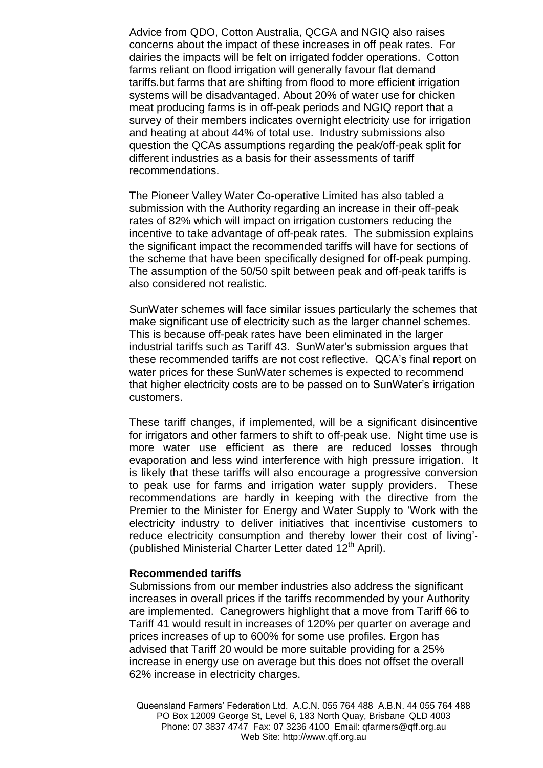Advice from QDO, Cotton Australia, QCGA and NGIQ also raises concerns about the impact of these increases in off peak rates. For dairies the impacts will be felt on irrigated fodder operations. Cotton farms reliant on flood irrigation will generally favour flat demand tariffs.but farms that are shifting from flood to more efficient irrigation systems will be disadvantaged. About 20% of water use for chicken meat producing farms is in off-peak periods and NGIQ report that a survey of their members indicates overnight electricity use for irrigation and heating at about 44% of total use. Industry submissions also question the QCAs assumptions regarding the peak/off-peak split for different industries as a basis for their assessments of tariff recommendations.

The Pioneer Valley Water Co-operative Limited has also tabled a submission with the Authority regarding an increase in their off-peak rates of 82% which will impact on irrigation customers reducing the incentive to take advantage of off-peak rates. The submission explains the significant impact the recommended tariffs will have for sections of the scheme that have been specifically designed for off-peak pumping. The assumption of the 50/50 spilt between peak and off-peak tariffs is also considered not realistic.

SunWater schemes will face similar issues particularly the schemes that make significant use of electricity such as the larger channel schemes. This is because off-peak rates have been eliminated in the larger industrial tariffs such as Tariff 43. SunWater's submission argues that these recommended tariffs are not cost reflective. QCA's final report on water prices for these SunWater schemes is expected to recommend that higher electricity costs are to be passed on to SunWater's irrigation customers.

These tariff changes, if implemented, will be a significant disincentive for irrigators and other farmers to shift to off-peak use. Night time use is more water use efficient as there are reduced losses through evaporation and less wind interference with high pressure irrigation. It is likely that these tariffs will also encourage a progressive conversion to peak use for farms and irrigation water supply providers. These recommendations are hardly in keeping with the directive from the Premier to the Minister for Energy and Water Supply to 'Work with the electricity industry to deliver initiatives that incentivise customers to reduce electricity consumption and thereby lower their cost of living'- (published Ministerial Charter Letter dated 12th April).

**Recommended tariffs**

Submissions from our member industries also address the significant increases in overall prices if the tariffs recommended by your Authority are implemented. Canegrowers highlight that a move from Tariff 66 to Tariff 41 would result in increases of 120% per quarter on average and prices increases of up to 600% for some use profiles. Ergon has advised that Tariff 20 would be more suitable providing for a 25% increase in energy use on average but this does not offset the overall 62% increase in electricity charges.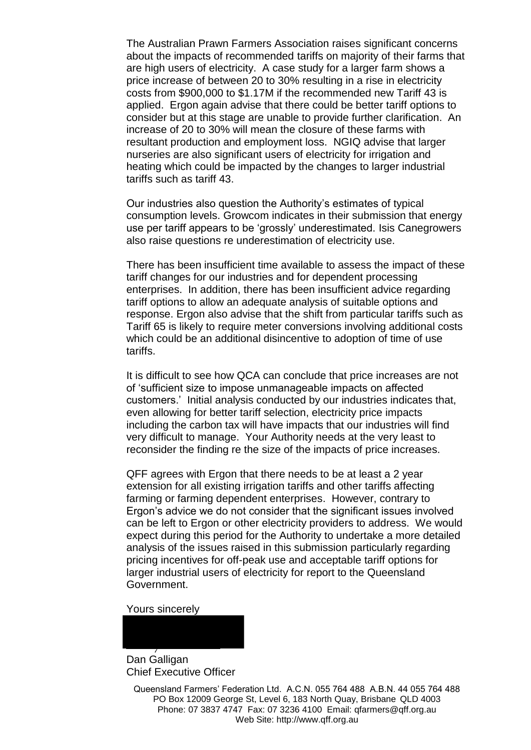The Australian Prawn Farmers Association raises significant concerns about the impacts of recommended tariffs on majority of their farms that are high users of electricity. A case study for a larger farm shows a price increase of between 20 to 30% resulting in a rise in electricity costs from $900,000 to $1.17M if the recommended new Tariff 43 is applied. Ergon again advise that there could be better tariff options to consider but at this stage are unable to provide further clarification. An increase of 20 to 30% will mean the closure of these farms with resultant production and employment loss. NGIQ advise that larger nurseries are also significant users of electricity for irrigation and heating which could be impacted by the changes to larger industrial tariffs such as tariff 43.

Our industries also question the Authority's estimates of typical consumption levels. Growcom indicates in their submission that energy use per tariff appears to be 'grossly' underestimated. Isis Canegrowers also raise questions re underestimation of electricity use.

There has been insufficient time available to assess the impact of these tariff changes for our industries and for dependent processing enterprises. In addition, there has been insufficient advice regarding tariff options to allow an adequate analysis of suitable options and response. Ergon also advise that the shift from particular tariffs such as Tariff 65 is likely to require meter conversions involving additional costs which could be an additional disincentive to adoption of time of use tariffs.

It is difficult to see how QCA can conclude that price increases are not of 'sufficient size to impose unmanageable impacts on affected customers.' Initial analysis conducted by our industries indicates that, even allowing for better tariff selection, electricity price impacts including the carbon tax will have impacts that our industries will find very difficult to manage. Your Authority needs at the very least to reconsider the finding re the size of the impacts of price increases.

QFF agrees with Ergon that there needs to be at least a 2 year extension for all existing irrigation tariffs and other tariffs affecting farming or farming dependent enterprises. However, contrary to Ergon's advice we do not consider that the significant issues involved can be left to Ergon or other electricity providers to address. We would expect during this period for the Authority to undertake a more detailed analysis of the issues raised in this submission particularly regarding pricing incentives for off-peak use and acceptable tariff options for larger industrial users of electricity for report to the Queensland Government.

Yours sincerely

Dan Galligan
Chief Executive Officer

Queensland Farmers' Federation Ltd. A.C.N. 055 764 488 A.B.N. 44 055 764 488
PO Box 12009 George St, Level 6, 183 North Quay, Brisbane QLD 4003
Phone: 07 3837 4747 Fax: 07 3236 4100 Email: qfarmers@qff.org.au
Web Site: http://www.qff.org.au